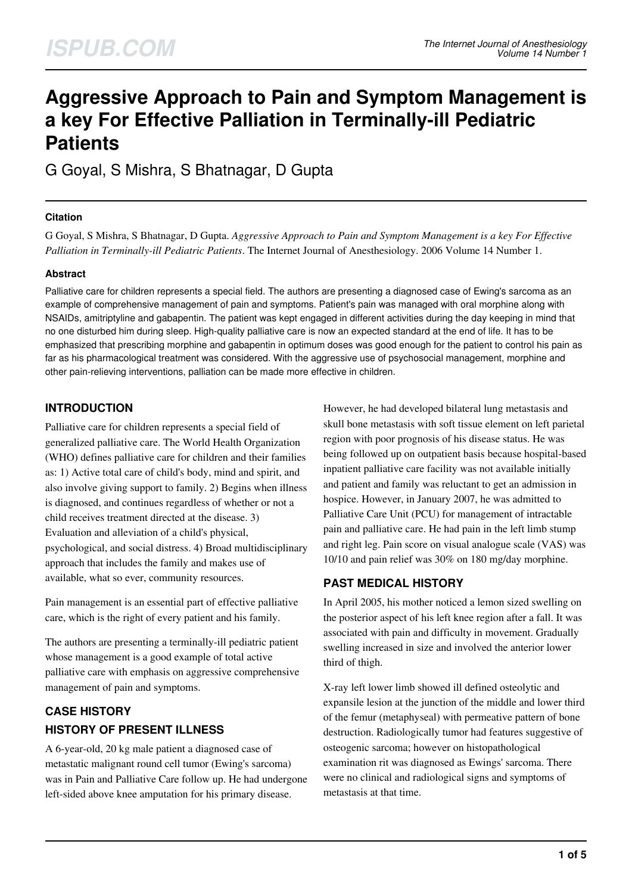# Aggressive Approach to Pain and Symptom Management is a key For Effective Palliation in Terminally-ill Pediatric Patients

G Goyal, S Mishra, S Bhatnagar, D Gupta

### Citation

G Goyal, S Mishra, S Bhatnagar, D Gupta. *Aggressive Approach to Pain and Symptom Management is a key For Effective Palliation in Terminally-ill Pediatric Patients*. The Internet Journal of Anesthesiology. 2006 Volume 14 Number 1.

### Abstract

Palliative care for children represents a special field. The authors are presenting a diagnosed case of Ewing's sarcoma as an example of comprehensive management of pain and symptoms. Patient's pain was managed with oral morphine along with NSAIDs, amitriptyline and gabapentin. The patient was kept engaged in different activities during the day keeping in mind that no one disturbed him during sleep. High-quality palliative care is now an expected standard at the end of life. It has to be emphasized that prescribing morphine and gabapentin in optimum doses was good enough for the patient to control his pain as far as his pharmacological treatment was considered. With the aggressive use of psychosocial management, morphine and other pain-relieving interventions, palliation can be made more effective in children.

## INTRODUCTION

Palliative care for children represents a special field of generalized palliative care. The World Health Organization (WHO) defines palliative care for children and their families as: 1) Active total care of child's body, mind and spirit, and also involve giving support to family. 2) Begins when illness is diagnosed, and continues regardless of whether or not a child receives treatment directed at the disease. 3) Evaluation and alleviation of a child's physical, psychological, and social distress. 4) Broad multidisciplinary approach that includes the family and makes use of available, what so ever, community resources.

Pain management is an essential part of effective palliative care, which is the right of every patient and his family.

The authors are presenting a terminally-ill pediatric patient whose management is a good example of total active palliative care with emphasis on aggressive comprehensive management of pain and symptoms.

## CASE HISTORY

## HISTORY OF PRESENT ILLNESS

A 6-year-old, 20 kg male patient a diagnosed case of metastatic malignant round cell tumor (Ewing's sarcoma) was in Pain and Palliative Care follow up. He had undergone left-sided above knee amputation for his primary disease. However, he had developed bilateral lung metastasis and skull bone metastasis with soft tissue element on left parietal region with poor prognosis of his disease status. He was being followed up on outpatient basis because hospital-based inpatient palliative care facility was not available initially and patient and family was reluctant to get an admission in hospice. However, in January 2007, he was admitted to Palliative Care Unit (PCU) for management of intractable pain and palliative care. He had pain in the left limb stump and right leg. Pain score on visual analogue scale (VAS) was 10/10 and pain relief was 30% on 180 mg/day morphine.

## PAST MEDICAL HISTORY

In April 2005, his mother noticed a lemon sized swelling on the posterior aspect of his left knee region after a fall. It was associated with pain and difficulty in movement. Gradually swelling increased in size and involved the anterior lower third of thigh.

X-ray left lower limb showed ill defined osteolytic and expansile lesion at the junction of the middle and lower third of the femur (metaphyseal) with permeative pattern of bone destruction. Radiologically tumor had features suggestive of osteogenic sarcoma; however on histopathological examination rit was diagnosed as Ewings' sarcoma. There were no clinical and radiological signs and symptoms of metastasis at that time.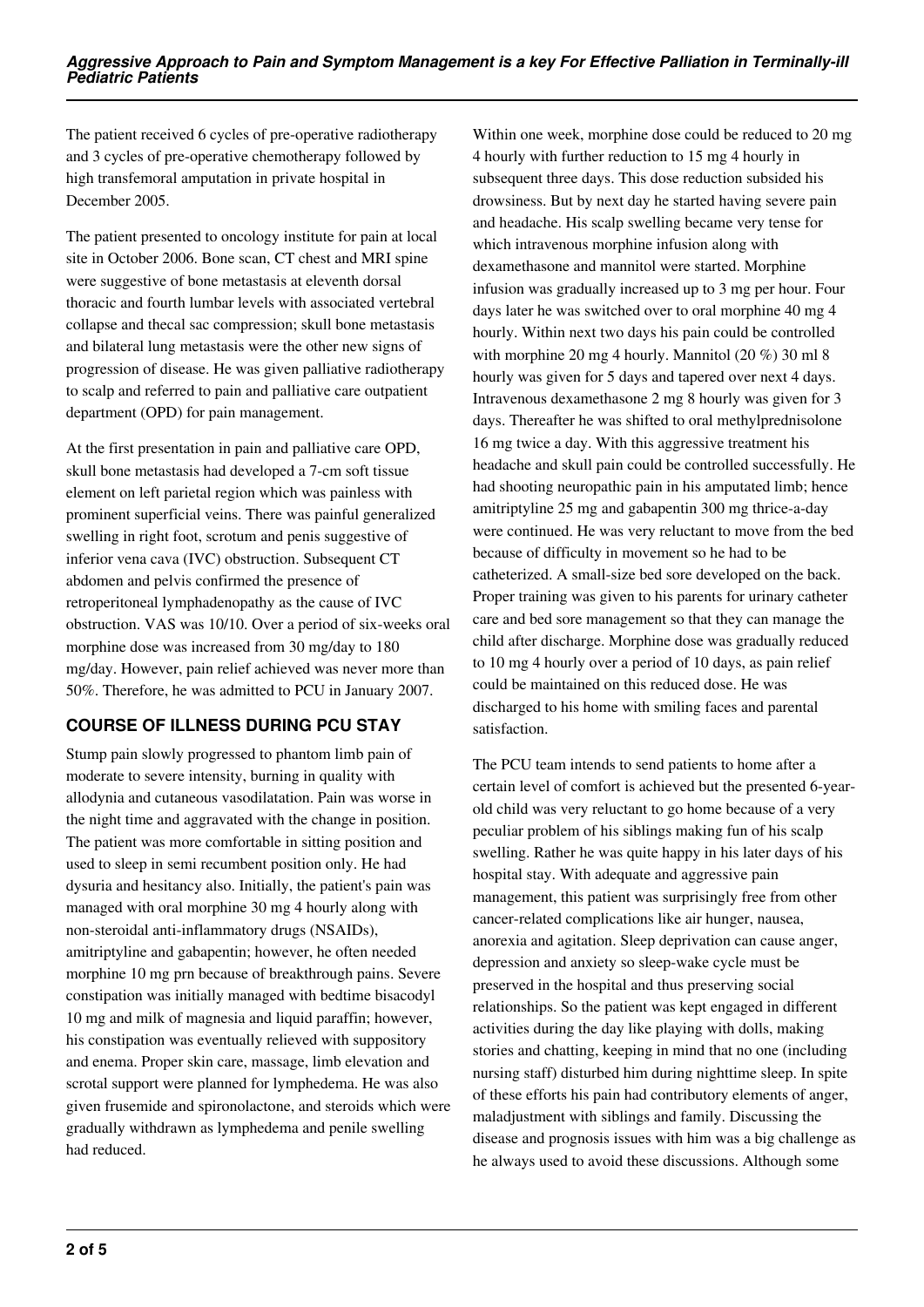The patient received 6 cycles of pre-operative radiotherapy and 3 cycles of pre-operative chemotherapy followed by high transfemoral amputation in private hospital in December 2005.

The patient presented to oncology institute for pain at local site in October 2006. Bone scan, CT chest and MRI spine were suggestive of bone metastasis at eleventh dorsal thoracic and fourth lumbar levels with associated vertebral collapse and thecal sac compression; skull bone metastasis and bilateral lung metastasis were the other new signs of progression of disease. He was given palliative radiotherapy to scalp and referred to pain and palliative care outpatient department (OPD) for pain management.

At the first presentation in pain and palliative care OPD, skull bone metastasis had developed a 7-cm soft tissue element on left parietal region which was painless with prominent superficial veins. There was painful generalized swelling in right foot, scrotum and penis suggestive of inferior vena cava (IVC) obstruction. Subsequent CT abdomen and pelvis confirmed the presence of retroperitoneal lymphadenopathy as the cause of IVC obstruction. VAS was 10/10. Over a period of six-weeks oral morphine dose was increased from 30 mg/day to 180 mg/day. However, pain relief achieved was never more than 50%. Therefore, he was admitted to PCU in January 2007.

## COURSE OF ILLNESS DURING PCU STAY

Stump pain slowly progressed to phantom limb pain of moderate to severe intensity, burning in quality with allodynia and cutaneous vasodilatation. Pain was worse in the night time and aggravated with the change in position. The patient was more comfortable in sitting position and used to sleep in semi recumbent position only. He had dysuria and hesitancy also. Initially, the patient's pain was managed with oral morphine 30 mg 4 hourly along with non-steroidal anti-inflammatory drugs (NSAIDs), amitriptyline and gabapentin; however, he often needed morphine 10 mg prn because of breakthrough pains. Severe constipation was initially managed with bedtime bisacodyl 10 mg and milk of magnesia and liquid paraffin; however, his constipation was eventually relieved with suppository and enema. Proper skin care, massage, limb elevation and scrotal support were planned for lymphedema. He was also given frusemide and spironolactone, and steroids which were gradually withdrawn as lymphedema and penile swelling had reduced.

Within one week, morphine dose could be reduced to 20 mg 4 hourly with further reduction to 15 mg 4 hourly in subsequent three days. This dose reduction subsided his drowsiness. But by next day he started having severe pain and headache. His scalp swelling became very tense for which intravenous morphine infusion along with dexamethasone and mannitol were started. Morphine infusion was gradually increased up to 3 mg per hour. Four days later he was switched over to oral morphine 40 mg 4 hourly. Within next two days his pain could be controlled with morphine 20 mg 4 hourly. Mannitol (20 %) 30 ml 8 hourly was given for 5 days and tapered over next 4 days. Intravenous dexamethasone 2 mg 8 hourly was given for 3 days. Thereafter he was shifted to oral methylprednisolone 16 mg twice a day. With this aggressive treatment his headache and skull pain could be controlled successfully. He had shooting neuropathic pain in his amputated limb; hence amitriptyline 25 mg and gabapentin 300 mg thrice-a-day were continued. He was very reluctant to move from the bed because of difficulty in movement so he had to be catheterized. A small-size bed sore developed on the back. Proper training was given to his parents for urinary catheter care and bed sore management so that they can manage the child after discharge. Morphine dose was gradually reduced to 10 mg 4 hourly over a period of 10 days, as pain relief could be maintained on this reduced dose. He was discharged to his home with smiling faces and parental satisfaction.

The PCU team intends to send patients to home after a certain level of comfort is achieved but the presented 6-year-old child was very reluctant to go home because of a very peculiar problem of his siblings making fun of his scalp swelling. Rather he was quite happy in his later days of his hospital stay. With adequate and aggressive pain management, this patient was surprisingly free from other cancer-related complications like air hunger, nausea, anorexia and agitation. Sleep deprivation can cause anger, depression and anxiety so sleep-wake cycle must be preserved in the hospital and thus preserving social relationships. So the patient was kept engaged in different activities during the day like playing with dolls, making stories and chatting, keeping in mind that no one (including nursing staff) disturbed him during nighttime sleep. In spite of these efforts his pain had contributory elements of anger, maladjustment with siblings and family. Discussing the disease and prognosis issues with him was a big challenge as he always used to avoid these discussions. Although some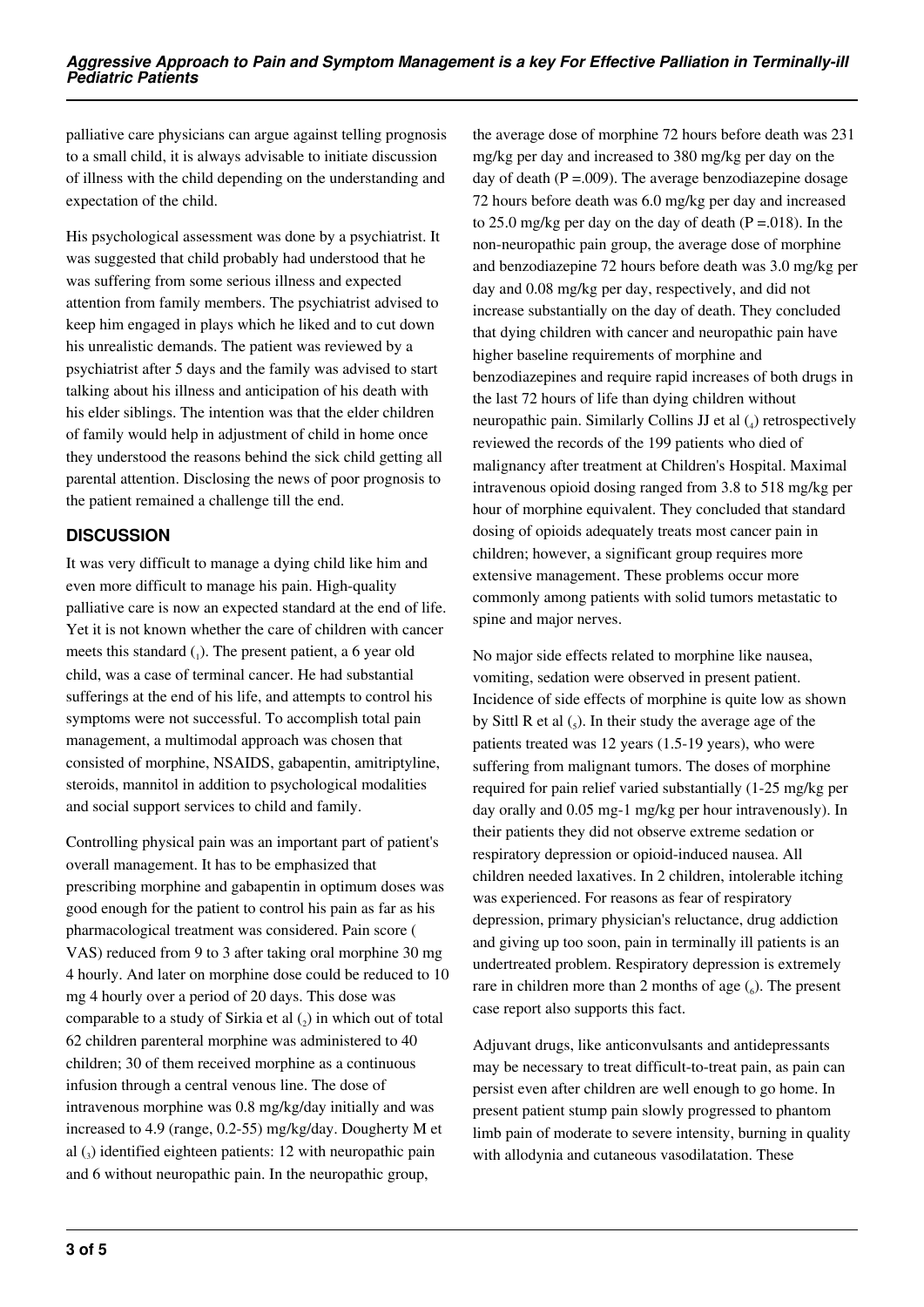palliative care physicians can argue against telling prognosis to a small child, it is always advisable to initiate discussion of illness with the child depending on the understanding and expectation of the child.

His psychological assessment was done by a psychiatrist. It was suggested that child probably had understood that he was suffering from some serious illness and expected attention from family members. The psychiatrist advised to keep him engaged in plays which he liked and to cut down his unrealistic demands. The patient was reviewed by a psychiatrist after 5 days and the family was advised to start talking about his illness and anticipation of his death with his elder siblings. The intention was that the elder children of family would help in adjustment of child in home once they understood the reasons behind the sick child getting all parental attention. Disclosing the news of poor prognosis to the patient remained a challenge till the end.

## DISCUSSION

It was very difficult to manage a dying child like him and even more difficult to manage his pain. High-quality palliative care is now an expected standard at the end of life. Yet it is not known whether the care of children with cancer meets this standard (1). The present patient, a 6 year old child, was a case of terminal cancer. He had substantial sufferings at the end of his life, and attempts to control his symptoms were not successful. To accomplish total pain management, a multimodal approach was chosen that consisted of morphine, NSAIDS, gabapentin, amitriptyline, steroids, mannitol in addition to psychological modalities and social support services to child and family.

Controlling physical pain was an important part of patient's overall management. It has to be emphasized that prescribing morphine and gabapentin in optimum doses was good enough for the patient to control his pain as far as his pharmacological treatment was considered. Pain score ( VAS) reduced from 9 to 3 after taking oral morphine 30 mg 4 hourly. And later on morphine dose could be reduced to 10 mg 4 hourly over a period of 20 days. This dose was comparable to a study of Sirkia et al (2) in which out of total 62 children parenteral morphine was administered to 40 children; 30 of them received morphine as a continuous infusion through a central venous line. The dose of intravenous morphine was 0.8 mg/kg/day initially and was increased to 4.9 (range, 0.2-55) mg/kg/day. Dougherty M et al (3) identified eighteen patients: 12 with neuropathic pain and 6 without neuropathic pain. In the neuropathic group, the average dose of morphine 72 hours before death was 231 mg/kg per day and increased to 380 mg/kg per day on the day of death ($P = .009$). The average benzodiazepine dosage 72 hours before death was 6.0 mg/kg per day and increased to 25.0 mg/kg per day on the day of death ($P = .018$). In the non-neuropathic pain group, the average dose of morphine and benzodiazepine 72 hours before death was 3.0 mg/kg per day and 0.08 mg/kg per day, respectively, and did not increase substantially on the day of death. They concluded that dying children with cancer and neuropathic pain have higher baseline requirements of morphine and benzodiazepines and require rapid increases of both drugs in the last 72 hours of life than dying children without neuropathic pain. Similarly Collins JJ et al (4) retrospectively reviewed the records of the 199 patients who died of malignancy after treatment at Children's Hospital. Maximal intravenous opioid dosing ranged from 3.8 to 518 mg/kg per hour of morphine equivalent. They concluded that standard dosing of opioids adequately treats most cancer pain in children; however, a significant group requires more extensive management. These problems occur more commonly among patients with solid tumors metastatic to spine and major nerves.

No major side effects related to morphine like nausea, vomiting, sedation were observed in present patient. Incidence of side effects of morphine is quite low as shown by Sittl R et al (5). In their study the average age of the patients treated was 12 years (1.5-19 years), who were suffering from malignant tumors. The doses of morphine required for pain relief varied substantially (1-25 mg/kg per day orally and 0.05 mg-1 mg/kg per hour intravenously). In their patients they did not observe extreme sedation or respiratory depression or opioid-induced nausea. All children needed laxatives. In 2 children, intolerable itching was experienced. For reasons as fear of respiratory depression, primary physician's reluctance, drug addiction and giving up too soon, pain in terminally ill patients is an undertreated problem. Respiratory depression is extremely rare in children more than 2 months of age (6). The present case report also supports this fact.

Adjuvant drugs, like anticonvulsants and antidepressants may be necessary to treat difficult-to-treat pain, as pain can persist even after children are well enough to go home. In present patient stump pain slowly progressed to phantom limb pain of moderate to severe intensity, burning in quality with allodynia and cutaneous vasodilatation. These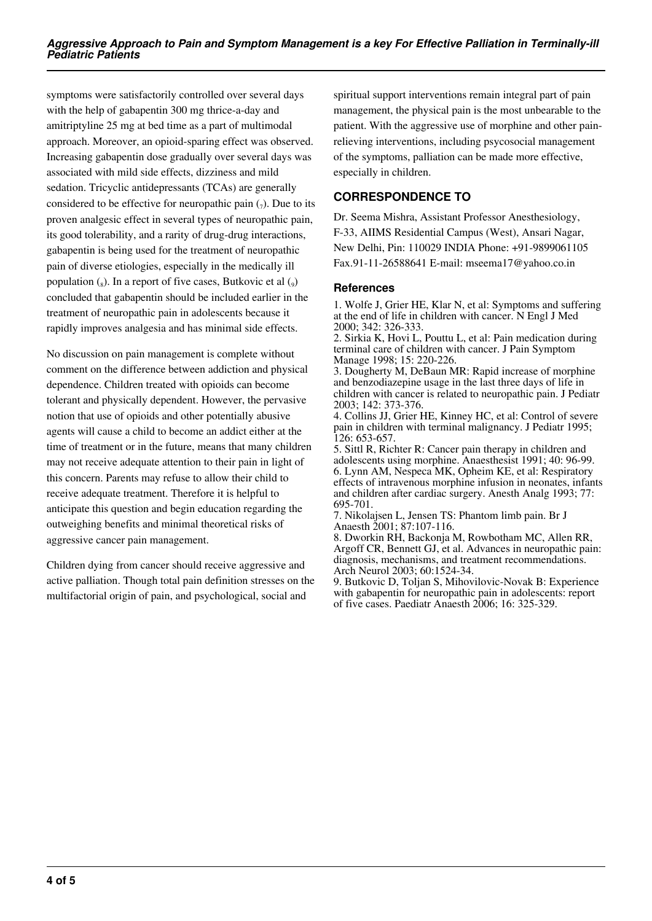symptoms were satisfactorily controlled over several days with the help of gabapentin 300 mg thrice-a-day and amitriptyline 25 mg at bed time as a part of multimodal approach. Moreover, an opioid-sparing effect was observed. Increasing gabapentin dose gradually over several days was associated with mild side effects, dizziness and mild sedation. Tricyclic antidepressants (TCAs) are generally considered to be effective for neuropathic pain ([7]). Due to its proven analgesic effect in several types of neuropathic pain, its good tolerability, and a rarity of drug-drug interactions, gabapentin is being used for the treatment of neuropathic pain of diverse etiologies, especially in the medically ill population ([8]). In a report of five cases, Butkovic et al ([9]) concluded that gabapentin should be included earlier in the treatment of neuropathic pain in adolescents because it rapidly improves analgesia and has minimal side effects.

No discussion on pain management is complete without comment on the difference between addiction and physical dependence. Children treated with opioids can become tolerant and physically dependent. However, the pervasive notion that use of opioids and other potentially abusive agents will cause a child to become an addict either at the time of treatment or in the future, means that many children may not receive adequate attention to their pain in light of this concern. Parents may refuse to allow their child to receive adequate treatment. Therefore it is helpful to anticipate this question and begin education regarding the outweighing benefits and minimal theoretical risks of aggressive cancer pain management.

Children dying from cancer should receive aggressive and active palliation. Though total pain definition stresses on the multifactorial origin of pain, and psychological, social and spiritual support interventions remain integral part of pain management, the physical pain is the most unbearable to the patient. With the aggressive use of morphine and other pain-relieving interventions, including psycosocial management of the symptoms, palliation can be made more effective, especially in children.

## CORRESPONDENCE TO

Dr. Seema Mishra, Assistant Professor Anesthesiology, F-33, AIIMS Residential Campus (West), Ansari Nagar, New Delhi, Pin: 110029 INDIA Phone: +91-9899061105 Fax.91-11-26588641 E-mail: mseema17@yahoo.co.in

### References

1. Wolfe J, Grier HE, Klar N, et al: Symptoms and suffering at the end of life in children with cancer. N Engl J Med 2000; 342: 326-333.
2. Sirkia K, Hovi L, Pouttu L, et al: Pain medication during terminal care of children with cancer. J Pain Symptom Manage 1998; 15: 220-226.
3. Dougherty M, DeBaun MR: Rapid increase of morphine and benzodiazepine usage in the last three days of life in children with cancer is related to neuropathic pain. J Pediatr 2003; 142: 373-376.
4. Collins JJ, Grier HE, Kinney HC, et al: Control of severe pain in children with terminal malignancy. J Pediatr 1995; 126: 653-657.
5. Sittl R, Richter R: Cancer pain therapy in children and adolescents using morphine. Anaesthesist 1991; 40: 96-99.
6. Lynn AM, Nespeca MK, Opheim KE, et al: Respiratory effects of intravenous morphine infusion in neonates, infants and children after cardiac surgery. Anesth Analg 1993; 77: 695-701.
7. Nikolajsen L, Jensen TS: Phantom limb pain. Br J Anaesth 2001; 87:107-116.
8. Dworkin RH, Backonja M, Rowbotham MC, Allen RR, Argoff CR, Bennett GJ, et al. Advances in neuropathic pain: diagnosis, mechanisms, and treatment recommendations. Arch Neurol 2003; 60:1524-34.
9. Butkovic D, Toljan S, Mihovilovic-Novak B: Experience with gabapentin for neuropathic pain in adolescents: report of five cases. Paediatr Anaesth 2006; 16: 325-329.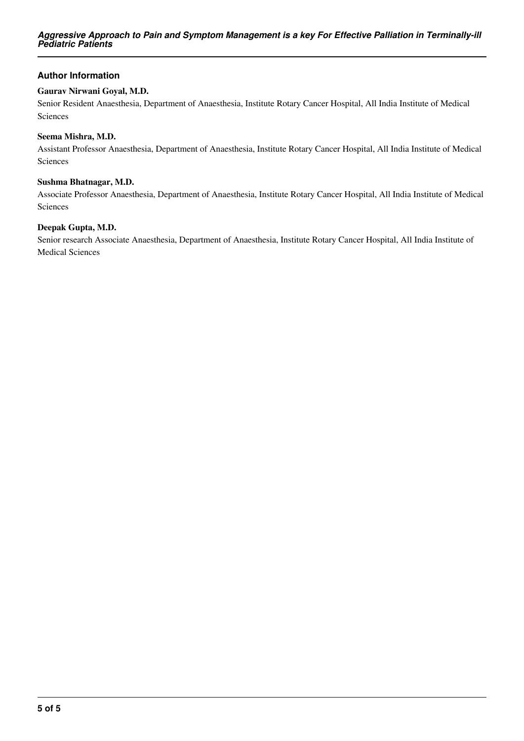## Author Information

**Gaurav Nirwani Goyal, M.D.**

Senior Resident Anaesthesia, Department of Anaesthesia, Institute Rotary Cancer Hospital, All India Institute of Medical Sciences

**Seema Mishra, M.D.**

Assistant Professor Anaesthesia, Department of Anaesthesia, Institute Rotary Cancer Hospital, All India Institute of Medical Sciences

**Sushma Bhatnagar, M.D.**

Associate Professor Anaesthesia, Department of Anaesthesia, Institute Rotary Cancer Hospital, All India Institute of Medical Sciences

**Deepak Gupta, M.D.**

Senior research Associate Anaesthesia, Department of Anaesthesia, Institute Rotary Cancer Hospital, All India Institute of Medical Sciences